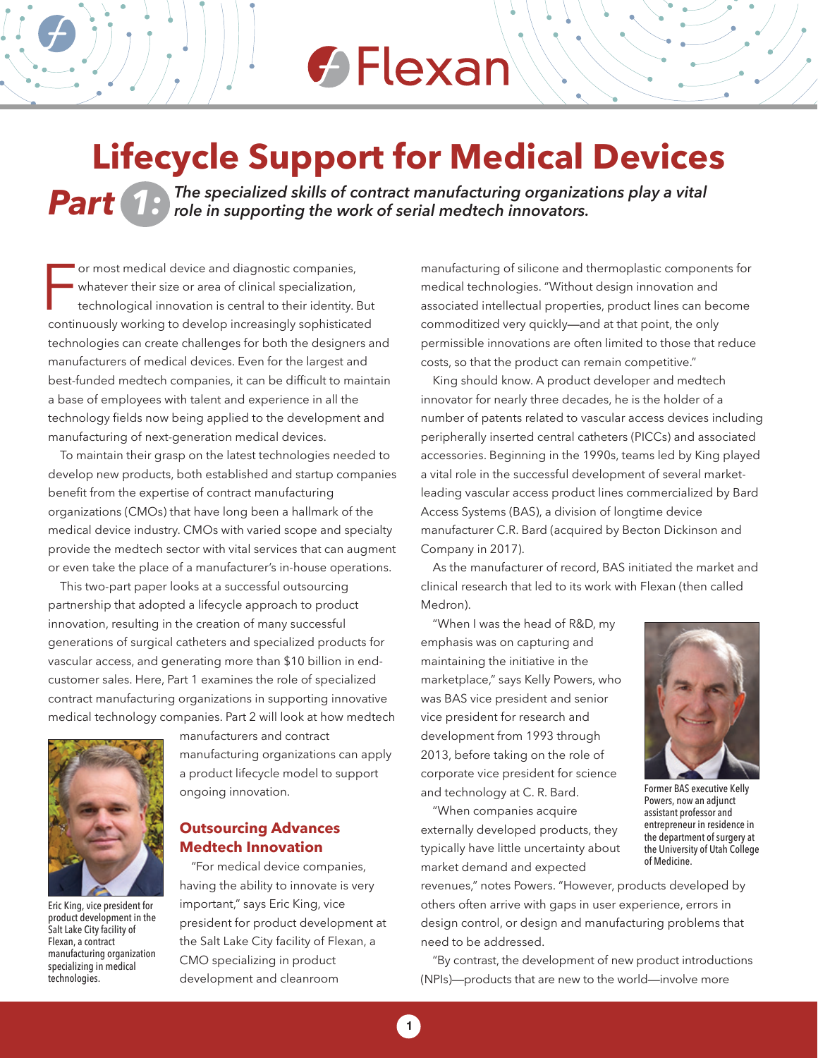# Lifecycle Support for Medical Devices

## *Part 1: The specialized skills of contract manufacturing organizations play a vital role in supporting the work of serial medtech innovators.*

For most medical device and diagnostic companies, whatever their size or area of clinical specialization, technological innovation is central to their identity. But continuously working to develop increasingly sophisticated technologies can create challenges for both the designers and manufacturers of medical devices. Even for the largest and best-funded medtech companies, it can be difficult to maintain a base of employees with talent and experience in all the technology fields now being applied to the development and manufacturing of next-generation medical devices.

To maintain their grasp on the latest technologies needed to develop new products, both established and startup companies benefit from the expertise of contract manufacturing organizations (CMOs) that have long been a hallmark of the medical device industry. CMOs with varied scope and specialty provide the medtech sector with vital services that can augment or even take the place of a manufacturer's in-house operations.

This two-part paper looks at a successful outsourcing partnership that adopted a lifecycle approach to product innovation, resulting in the creation of many successful generations of surgical catheters and specialized products for vascular access, and generating more than $10 billion in end-customer sales. Here, Part 1 examines the role of specialized contract manufacturing organizations in supporting innovative medical technology companies. Part 2 will look at how medtech manufacturers and contract manufacturing organizations can apply a product lifecycle model to support ongoing innovation.

Eric King, vice president for product development in the Salt Lake City facility of Flexan, a contract manufacturing organization specializing in medical technologies.

### Outsourcing Advances Medtech Innovation

"For medical device companies, having the ability to innovate is very important," says Eric King, vice president for product development at the Salt Lake City facility of Flexan, a CMO specializing in product development and cleanroom manufacturing of silicone and thermoplastic components for medical technologies. "Without design innovation and associated intellectual properties, product lines can become commoditized very quickly—and at that point, the only permissible innovations are often limited to those that reduce costs, so that the product can remain competitive."

King should know. A product developer and medtech innovator for nearly three decades, he is the holder of a number of patents related to vascular access devices including peripherally inserted central catheters (PICCs) and associated accessories. Beginning in the 1990s, teams led by King played a vital role in the successful development of several market-leading vascular access product lines commercialized by Bard Access Systems (BAS), a division of longtime device manufacturer C.R. Bard (acquired by Becton Dickinson and Company in 2017).

As the manufacturer of record, BAS initiated the market and clinical research that led to its work with Flexan (then called Medron).

"When I was the head of R&D, my emphasis was on capturing and maintaining the initiative in the marketplace," says Kelly Powers, who was BAS vice president and senior vice president for research and development from 1993 through 2013, before taking on the role of corporate vice president for science and technology at C. R. Bard.

Former BAS executive Kelly Powers, now an adjunct assistant professor and entrepreneur in residence in the department of surgery at the University of Utah College of Medicine.

"When companies acquire externally developed products, they typically have little uncertainty about market demand and expected revenues," notes Powers. "However, products developed by others often arrive with gaps in user experience, errors in design control, or design and manufacturing problems that need to be addressed.

"By contrast, the development of new product introductions (NPIs)—products that are new to the world—involve more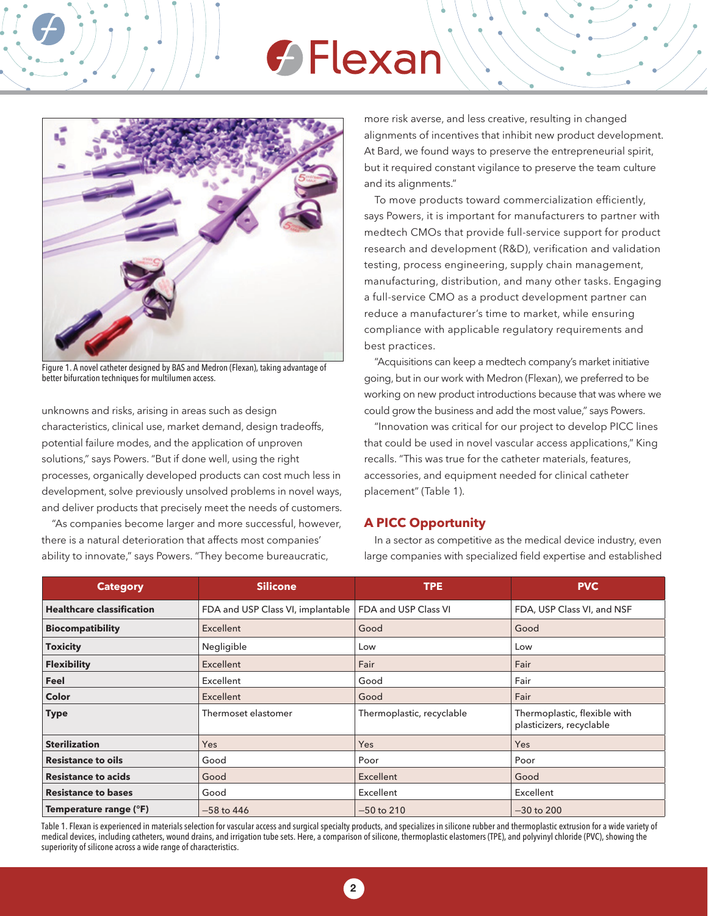Figure 1. A novel catheter designed by BAS and Medron (Flexan), taking advantage of better bifurcation techniques for multilumen access.

unknowns and risks, arising in areas such as design characteristics, clinical use, market demand, design tradeoffs, potential failure modes, and the application of unproven solutions," says Powers. "But if done well, using the right processes, organically developed products can cost much less in development, solve previously unsolved problems in novel ways, and deliver products that precisely meet the needs of customers.

"As companies become larger and more successful, however, there is a natural deterioration that affects most companies' ability to innovate," says Powers. "They become bureaucratic, more risk averse, and less creative, resulting in changed alignments of incentives that inhibit new product development. At Bard, we found ways to preserve the entrepreneurial spirit, but it required constant vigilance to preserve the team culture and its alignments."

To move products toward commercialization efficiently, says Powers, it is important for manufacturers to partner with medtech CMOs that provide full-service support for product research and development (R&D), verification and validation testing, process engineering, supply chain management, manufacturing, distribution, and many other tasks. Engaging a full-service CMO as a product development partner can reduce a manufacturer's time to market, while ensuring compliance with applicable regulatory requirements and best practices.

"Acquisitions can keep a medtech company's market initiative going, but in our work with Medron (Flexan), we preferred to be working on new product introductions because that was where we could grow the business and add the most value," says Powers.

"Innovation was critical for our project to develop PICC lines that could be used in novel vascular access applications," King recalls. "This was true for the catheter materials, features, accessories, and equipment needed for clinical catheter placement" (Table 1).

## A PICC Opportunity

In a sector as competitive as the medical device industry, even large companies with specialized field expertise and established

| Category | Silicone | TPE | PVC |
|---|---|---|---|
| **Healthcare classification** | FDA and USP Class VI, implantable | FDA and USP Class VI | FDA, USP Class VI, and NSF |
| **Biocompatibility** | Excellent | Good | Good |
| **Toxicity** | Negligible | Low | Low |
| **Flexibility** | Excellent | Fair | Fair |
| **Feel** | Excellent | Good | Fair |
| **Color** | Excellent | Good | Fair |
| **Type** | Thermoset elastomer | Thermoplastic, recyclable | Thermoplastic, flexible with plasticizers, recyclable |
| **Sterilization** | Yes | Yes | Yes |
| **Resistance to oils** | Good | Poor | Poor |
| **Resistance to acids** | Good | Excellent | Good |
| **Resistance to bases** | Good | Excellent | Excellent |
| **Temperature range (°F)** | –58 to 446 | –50 to 210 | –30 to 200 |

Table 1. Flexan is experienced in materials selection for vascular access and surgical specialty products, and specializes in silicone rubber and thermoplastic extrusion for a wide variety of medical devices, including catheters, wound drains, and irrigation tube sets. Here, a comparison of silicone, thermoplastic elastomers (TPE), and polyvinyl chloride (PVC), showing the superiority of silicone across a wide range of characteristics.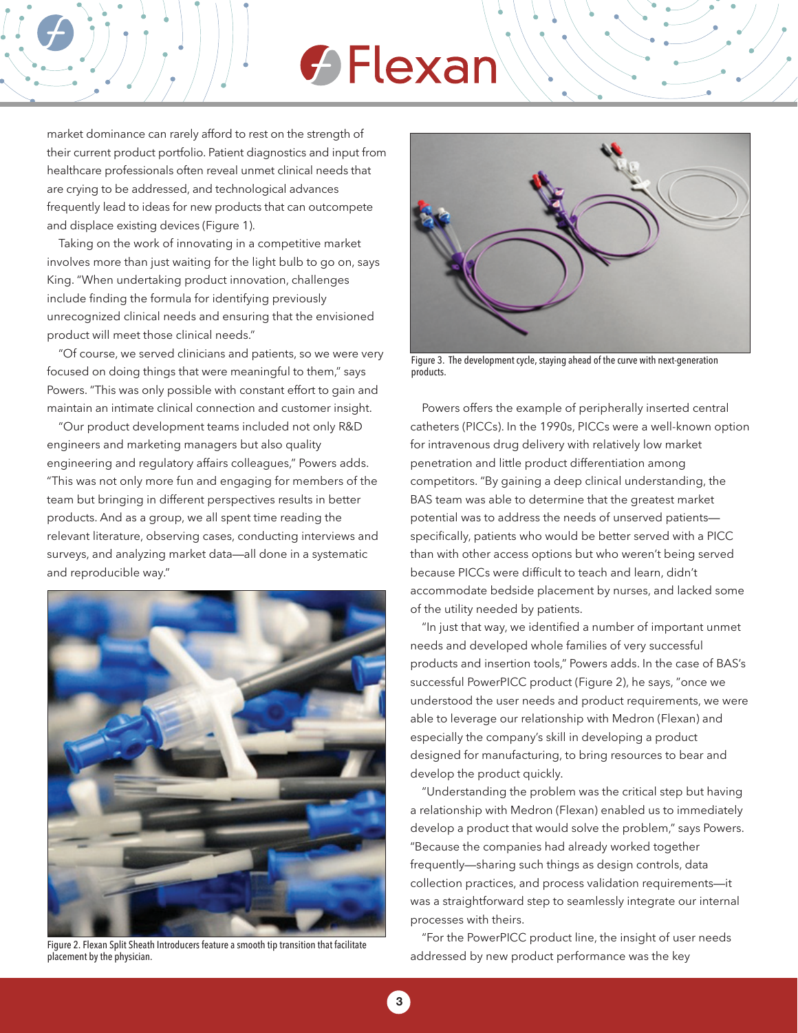market dominance can rarely afford to rest on the strength of their current product portfolio. Patient diagnostics and input from healthcare professionals often reveal unmet clinical needs that are crying to be addressed, and technological advances frequently lead to ideas for new products that can outcompete and displace existing devices (Figure 1).

Taking on the work of innovating in a competitive market involves more than just waiting for the light bulb to go on, says King. "When undertaking product innovation, challenges include finding the formula for identifying previously unrecognized clinical needs and ensuring that the envisioned product will meet those clinical needs."

"Of course, we served clinicians and patients, so we were very focused on doing things that were meaningful to them," says Powers. "This was only possible with constant effort to gain and maintain an intimate clinical connection and customer insight.

"Our product development teams included not only R&D engineers and marketing managers but also quality engineering and regulatory affairs colleagues," Powers adds. "This was not only more fun and engaging for members of the team but bringing in different perspectives results in better products. And as a group, we all spent time reading the relevant literature, observing cases, conducting interviews and surveys, and analyzing market data—all done in a systematic and reproducible way."

Figure 2. Flexan Split Sheath Introducers feature a smooth tip transition that facilitate placement by the physician.

Figure 3. The development cycle, staying ahead of the curve with next-generation products.

Powers offers the example of peripherally inserted central catheters (PICCs). In the 1990s, PICCs were a well-known option for intravenous drug delivery with relatively low market penetration and little product differentiation among competitors. "By gaining a deep clinical understanding, the BAS team was able to determine that the greatest market potential was to address the needs of unserved patients—specifically, patients who would be better served with a PICC than with other access options but who weren't being served because PICCs were difficult to teach and learn, didn't accommodate bedside placement by nurses, and lacked some of the utility needed by patients.

"In just that way, we identified a number of important unmet needs and developed whole families of very successful products and insertion tools," Powers adds. In the case of BAS's successful PowerPICC product (Figure 2), he says, "once we understood the user needs and product requirements, we were able to leverage our relationship with Medron (Flexan) and especially the company's skill in developing a product designed for manufacturing, to bring resources to bear and develop the product quickly.

"Understanding the problem was the critical step but having a relationship with Medron (Flexan) enabled us to immediately develop a product that would solve the problem," says Powers. "Because the companies had already worked together frequently—sharing such things as design controls, data collection practices, and process validation requirements—it was a straightforward step to seamlessly integrate our internal processes with theirs.

"For the PowerPICC product line, the insight of user needs addressed by new product performance was the key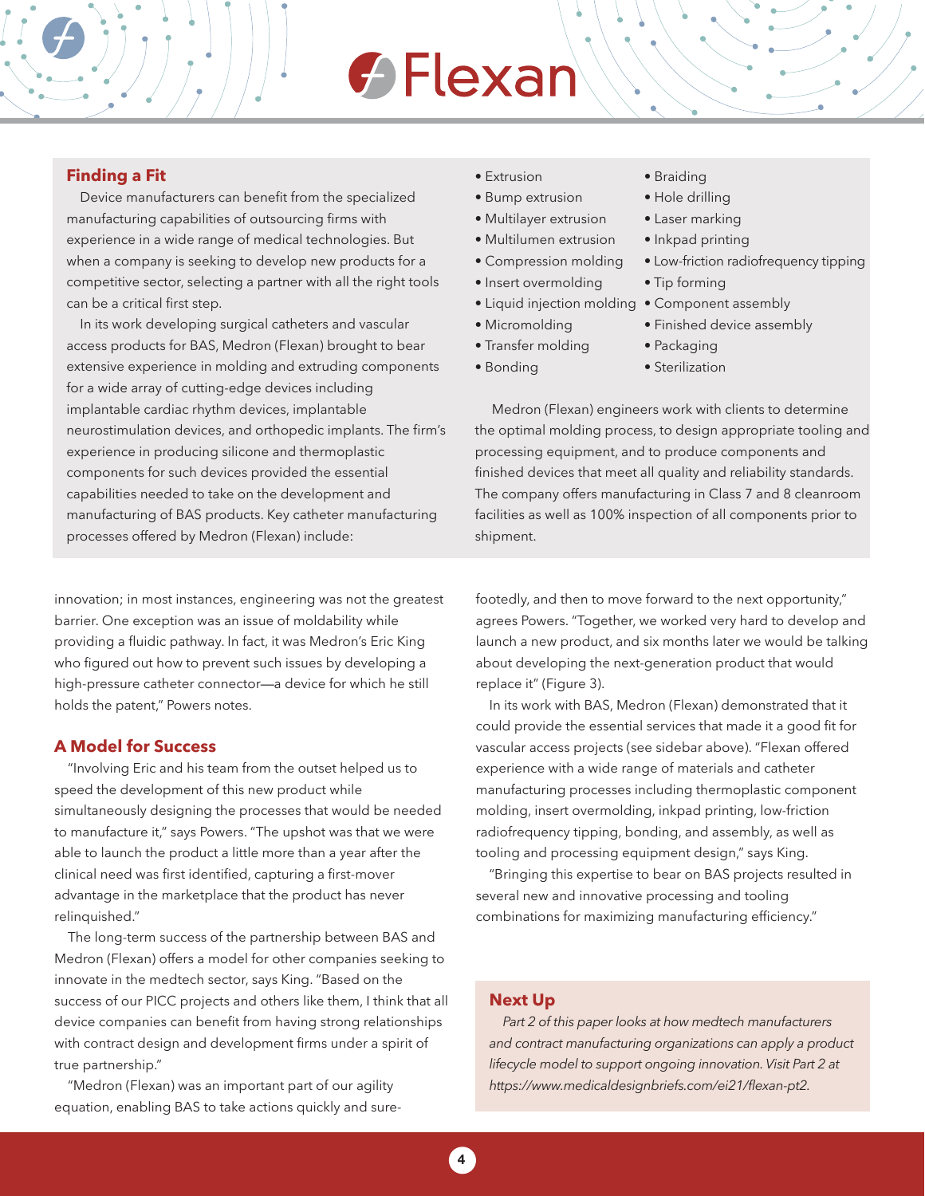## Finding a Fit

Device manufacturers can benefit from the specialized manufacturing capabilities of outsourcing firms with experience in a wide range of medical technologies. But when a company is seeking to develop new products for a competitive sector, selecting a partner with all the right tools can be a critical first step.

In its work developing surgical catheters and vascular access products for BAS, Medron (Flexan) brought to bear extensive experience in molding and extruding components for a wide array of cutting-edge devices including implantable cardiac rhythm devices, implantable neurostimulation devices, and orthopedic implants. The firm's experience in producing silicone and thermoplastic components for such devices provided the essential capabilities needed to take on the development and manufacturing of BAS products. Key catheter manufacturing processes offered by Medron (Flexan) include:

- Extrusion
- Bump extrusion
- Multilayer extrusion
- Multilumen extrusion
- Compression molding
- Insert overmolding
- Liquid injection molding
- Micromolding
- Transfer molding
- Bonding
- Braiding
- Hole drilling
- Laser marking
- Inkpad printing
- Low-friction radiofrequency tipping
- Tip forming
- Component assembly
- Finished device assembly
- Packaging
- Sterilization

Medron (Flexan) engineers work with clients to determine the optimal molding process, to design appropriate tooling and processing equipment, and to produce components and finished devices that meet all quality and reliability standards. The company offers manufacturing in Class 7 and 8 cleanroom facilities as well as 100% inspection of all components prior to shipment.

innovation; in most instances, engineering was not the greatest barrier. One exception was an issue of moldability while providing a fluidic pathway. In fact, it was Medron's Eric King who figured out how to prevent such issues by developing a high-pressure catheter connector—a device for which he still holds the patent," Powers notes.

## A Model for Success

"Involving Eric and his team from the outset helped us to speed the development of this new product while simultaneously designing the processes that would be needed to manufacture it," says Powers. "The upshot was that we were able to launch the product a little more than a year after the clinical need was first identified, capturing a first-mover advantage in the marketplace that the product has never relinquished."

The long-term success of the partnership between BAS and Medron (Flexan) offers a model for other companies seeking to innovate in the medtech sector, says King. "Based on the success of our PICC projects and others like them, I think that all device companies can benefit from having strong relationships with contract design and development firms under a spirit of true partnership."

"Medron (Flexan) was an important part of our agility equation, enabling BAS to take actions quickly and surefootedly, and then to move forward to the next opportunity," agrees Powers. "Together, we worked very hard to develop and launch a new product, and six months later we would be talking about developing the next-generation product that would replace it" (Figure 3).

In its work with BAS, Medron (Flexan) demonstrated that it could provide the essential services that made it a good fit for vascular access projects (see sidebar above). "Flexan offered experience with a wide range of materials and catheter manufacturing processes including thermoplastic component molding, insert overmolding, inkpad printing, low-friction radiofrequency tipping, bonding, and assembly, as well as tooling and processing equipment design," says King.

"Bringing this expertise to bear on BAS projects resulted in several new and innovative processing and tooling combinations for maximizing manufacturing efficiency."

## Next Up

*Part 2 of this paper looks at how medtech manufacturers and contract manufacturing organizations can apply a product lifecycle model to support ongoing innovation. Visit Part 2 at https://www.medicaldesignbriefs.com/ei21/flexan-pt2.*